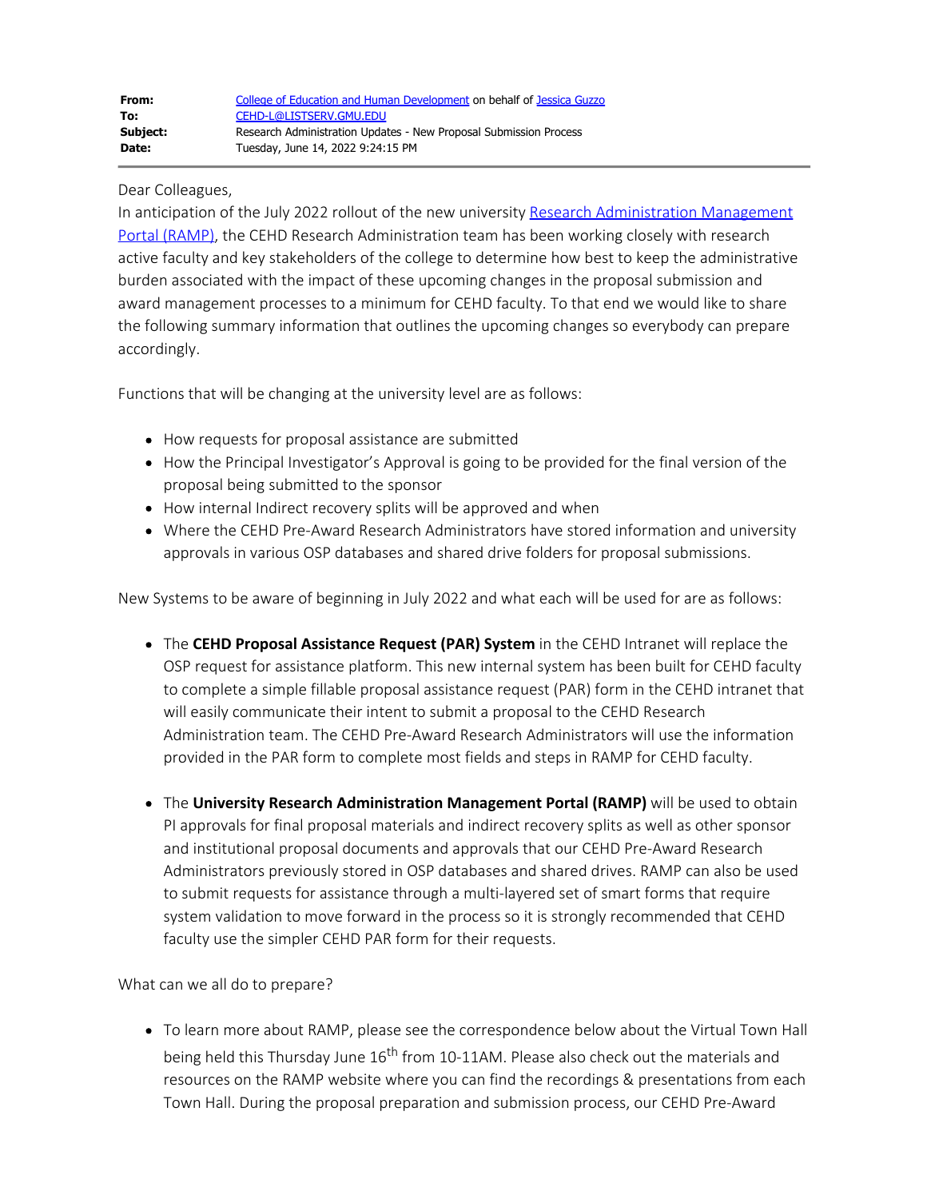| | |
|---|---|
| **From:** | College of Education and Human Development on behalf of Jessica Guzzo |
| **To:** | CEHD-L@LISTSERV.GMU.EDU |
| **Subject:** | Research Administration Updates - New Proposal Submission Process |
| **Date:** | Tuesday, June 14, 2022 9:24:15 PM |

Dear Colleagues,

In anticipation of the July 2022 rollout of the new university Research Administration Management Portal (RAMP), the CEHD Research Administration team has been working closely with research active faculty and key stakeholders of the college to determine how best to keep the administrative burden associated with the impact of these upcoming changes in the proposal submission and award management processes to a minimum for CEHD faculty. To that end we would like to share the following summary information that outlines the upcoming changes so everybody can prepare accordingly.

Functions that will be changing at the university level are as follows:

- How requests for proposal assistance are submitted
- How the Principal Investigator's Approval is going to be provided for the final version of the proposal being submitted to the sponsor
- How internal Indirect recovery splits will be approved and when
- Where the CEHD Pre-Award Research Administrators have stored information and university approvals in various OSP databases and shared drive folders for proposal submissions.

New Systems to be aware of beginning in July 2022 and what each will be used for are as follows:

- The **CEHD Proposal Assistance Request (PAR) System** in the CEHD Intranet will replace the OSP request for assistance platform. This new internal system has been built for CEHD faculty to complete a simple fillable proposal assistance request (PAR) form in the CEHD intranet that will easily communicate their intent to submit a proposal to the CEHD Research Administration team. The CEHD Pre-Award Research Administrators will use the information provided in the PAR form to complete most fields and steps in RAMP for CEHD faculty.

- The **University Research Administration Management Portal (RAMP)** will be used to obtain PI approvals for final proposal materials and indirect recovery splits as well as other sponsor and institutional proposal documents and approvals that our CEHD Pre-Award Research Administrators previously stored in OSP databases and shared drives. RAMP can also be used to submit requests for assistance through a multi-layered set of smart forms that require system validation to move forward in the process so it is strongly recommended that CEHD faculty use the simpler CEHD PAR form for their requests.

What can we all do to prepare?

- To learn more about RAMP, please see the correspondence below about the Virtual Town Hall being held this Thursday June 16th from 10-11AM. Please also check out the materials and resources on the RAMP website where you can find the recordings & presentations from each Town Hall. During the proposal preparation and submission process, our CEHD Pre-Award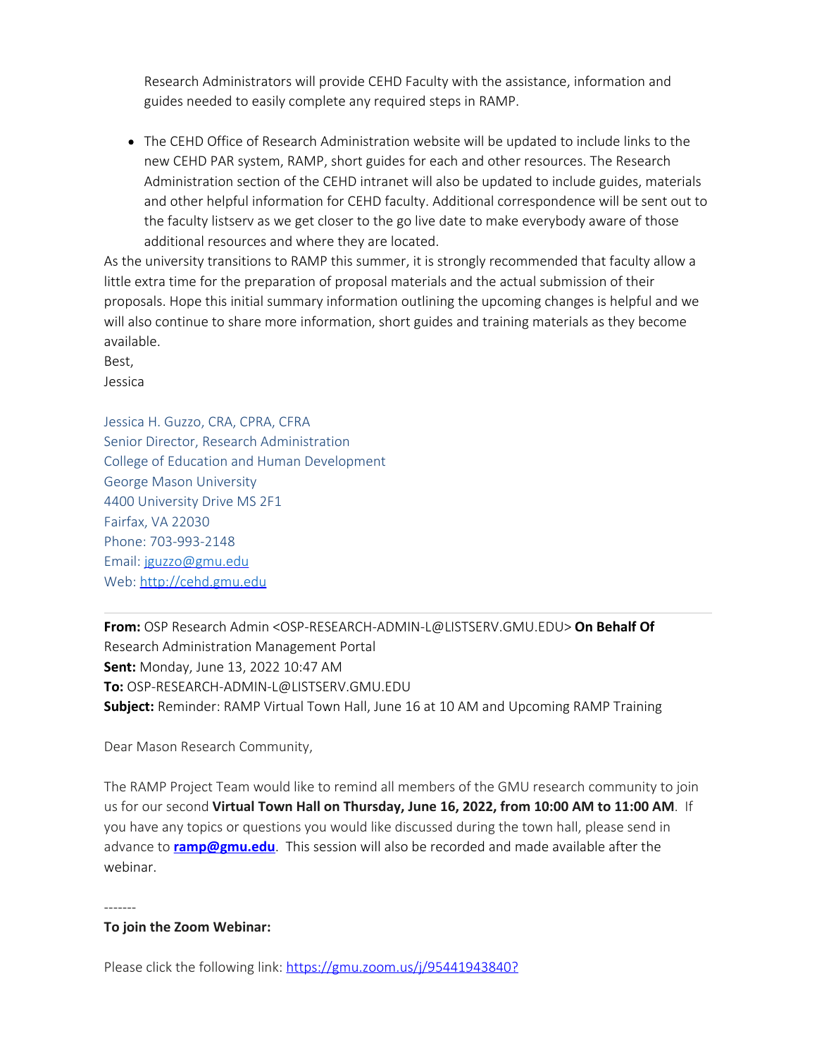Research Administrators will provide CEHD Faculty with the assistance, information and guides needed to easily complete any required steps in RAMP.

- The CEHD Office of Research Administration website will be updated to include links to the new CEHD PAR system, RAMP, short guides for each and other resources. The Research Administration section of the CEHD intranet will also be updated to include guides, materials and other helpful information for CEHD faculty. Additional correspondence will be sent out to the faculty listserv as we get closer to the go live date to make everybody aware of those additional resources and where they are located.

As the university transitions to RAMP this summer, it is strongly recommended that faculty allow a little extra time for the preparation of proposal materials and the actual submission of their proposals. Hope this initial summary information outlining the upcoming changes is helpful and we will also continue to share more information, short guides and training materials as they become available.

Best,
Jessica

Jessica H. Guzzo, CRA, CPRA, CFRA
Senior Director, Research Administration
College of Education and Human Development
George Mason University
4400 University Drive MS 2F1
Fairfax, VA 22030
Phone: 703-993-2148
Email: jguzzo@gmu.edu
Web: http://cehd.gmu.edu

---

**From:** OSP Research Admin <OSP-RESEARCH-ADMIN-L@LISTSERV.GMU.EDU> **On Behalf Of** Research Administration Management Portal
**Sent:** Monday, June 13, 2022 10:47 AM
**To:** OSP-RESEARCH-ADMIN-L@LISTSERV.GMU.EDU
**Subject:** Reminder: RAMP Virtual Town Hall, June 16 at 10 AM and Upcoming RAMP Training

Dear Mason Research Community,

The RAMP Project Team would like to remind all members of the GMU research community to join us for our second **Virtual Town Hall on Thursday, June 16, 2022, from 10:00 AM to 11:00 AM**. If you have any topics or questions you would like discussed during the town hall, please send in advance to **ramp@gmu.edu**. This session will also be recorded and made available after the webinar.

-------

**To join the Zoom Webinar:**

Please click the following link: https://gmu.zoom.us/j/95441943840?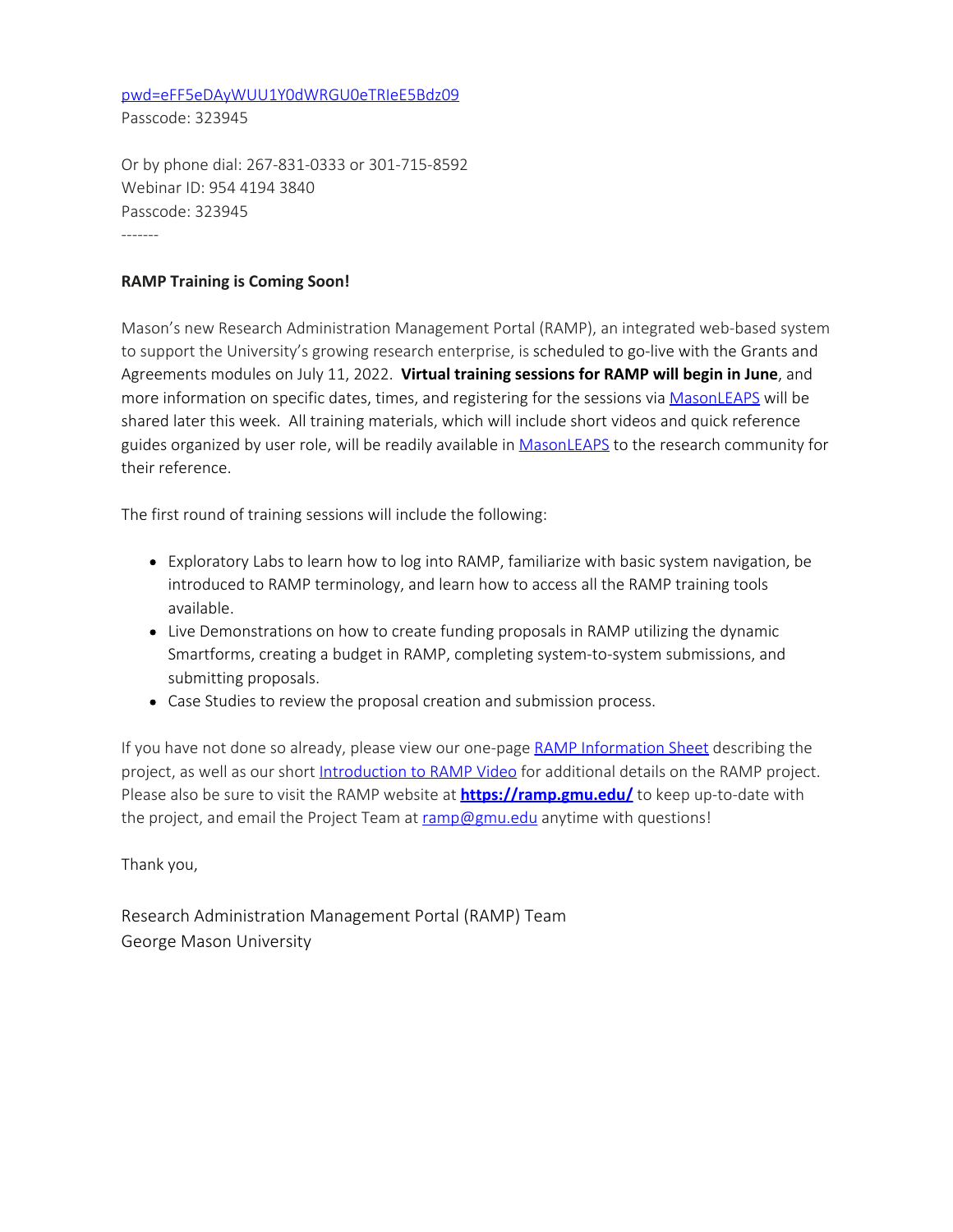pwd=eFF5eDAyWUU1Y0dWRGU0eTRIeE5Bdz09
Passcode: 323945

Or by phone dial: 267-831-0333 or 301-715-8592
Webinar ID: 954 4194 3840
Passcode: 323945
-------

**RAMP Training is Coming Soon!**

Mason's new Research Administration Management Portal (RAMP), an integrated web-based system to support the University's growing research enterprise, is scheduled to go-live with the Grants and Agreements modules on July 11, 2022. **Virtual training sessions for RAMP will begin in June**, and more information on specific dates, times, and registering for the sessions via MasonLEAPS will be shared later this week. All training materials, which will include short videos and quick reference guides organized by user role, will be readily available in MasonLEAPS to the research community for their reference.

The first round of training sessions will include the following:

- Exploratory Labs to learn how to log into RAMP, familiarize with basic system navigation, be introduced to RAMP terminology, and learn how to access all the RAMP training tools available.
- Live Demonstrations on how to create funding proposals in RAMP utilizing the dynamic Smartforms, creating a budget in RAMP, completing system-to-system submissions, and submitting proposals.
- Case Studies to review the proposal creation and submission process.

If you have not done so already, please view our one-page RAMP Information Sheet describing the project, as well as our short Introduction to RAMP Video for additional details on the RAMP project. Please also be sure to visit the RAMP website at **https://ramp.gmu.edu/** to keep up-to-date with the project, and email the Project Team at ramp@gmu.edu anytime with questions!

Thank you,

Research Administration Management Portal (RAMP) Team
George Mason University